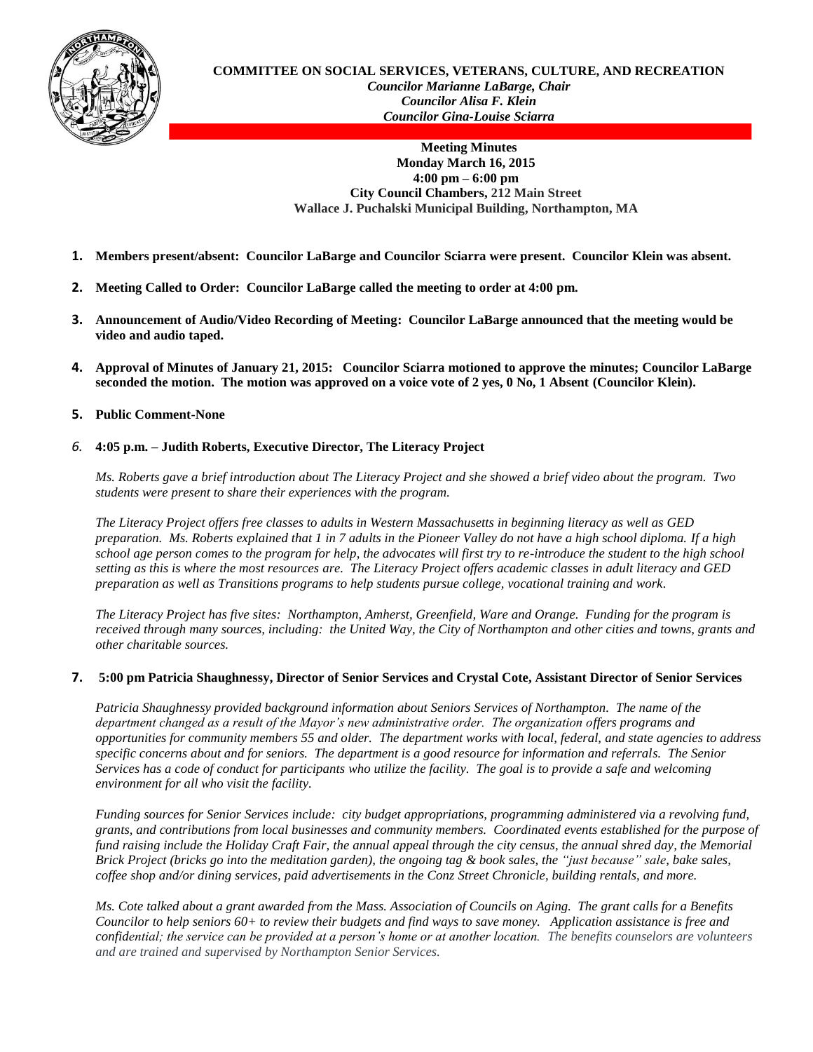**COMMITTEE ON SOCIAL SERVICES, VETERANS, CULTURE, AND RECREATION**
*Councilor Marianne LaBarge, Chair*
*Councilor Alisa F. Klein*
*Councilor Gina-Louise Sciarra*

**Meeting Minutes**
**Monday March 16, 2015**
**4:00 pm – 6:00 pm**
**City Council Chambers, 212 Main Street**
**Wallace J. Puchalski Municipal Building, Northampton, MA**

1. **Members present/absent: Councilor LaBarge and Councilor Sciarra were present. Councilor Klein was absent.**

2. **Meeting Called to Order: Councilor LaBarge called the meeting to order at 4:00 pm.**

3. **Announcement of Audio/Video Recording of Meeting: Councilor LaBarge announced that the meeting would be video and audio taped.**

4. **Approval of Minutes of January 21, 2015: Councilor Sciarra motioned to approve the minutes; Councilor LaBarge seconded the motion. The motion was approved on a voice vote of 2 yes, 0 No, 1 Absent (Councilor Klein).**

5. **Public Comment-None**

6. **4:05 p.m. – Judith Roberts, Executive Director, The Literacy Project**

   *Ms. Roberts gave a brief introduction about The Literacy Project and she showed a brief video about the program. Two students were present to share their experiences with the program.*

   *The Literacy Project offers free classes to adults in Western Massachusetts in beginning literacy as well as GED preparation. Ms. Roberts explained that 1 in 7 adults in the Pioneer Valley do not have a high school diploma. If a high school age person comes to the program for help, the advocates will first try to re-introduce the student to the high school setting as this is where the most resources are. The Literacy Project offers academic classes in adult literacy and GED preparation as well as Transitions programs to help students pursue college, vocational training and work.*

   *The Literacy Project has five sites: Northampton, Amherst, Greenfield, Ware and Orange. Funding for the program is received through many sources, including: the United Way, the City of Northampton and other cities and towns, grants and other charitable sources.*

7. **5:00 pm Patricia Shaughnessy, Director of Senior Services and Crystal Cote, Assistant Director of Senior Services**

   *Patricia Shaughnessy provided background information about Seniors Services of Northampton. The name of the department changed as a result of the Mayor's new administrative order. The organization offers programs and opportunities for community members 55 and older. The department works with local, federal, and state agencies to address specific concerns about and for seniors. The department is a good resource for information and referrals. The Senior Services has a code of conduct for participants who utilize the facility. The goal is to provide a safe and welcoming environment for all who visit the facility.*

   *Funding sources for Senior Services include: city budget appropriations, programming administered via a revolving fund, grants, and contributions from local businesses and community members. Coordinated events established for the purpose of fund raising include the Holiday Craft Fair, the annual appeal through the city census, the annual shred day, the Memorial Brick Project (bricks go into the meditation garden), the ongoing tag & book sales, the "just because" sale, bake sales, coffee shop and/or dining services, paid advertisements in the Conz Street Chronicle, building rentals, and more.*

   *Ms. Cote talked about a grant awarded from the Mass. Association of Councils on Aging. The grant calls for a Benefits Councilor to help seniors 60+ to review their budgets and find ways to save money. Application assistance is free and confidential; the service can be provided at a person's home or at another location. The benefits counselors are volunteers and are trained and supervised by Northampton Senior Services.*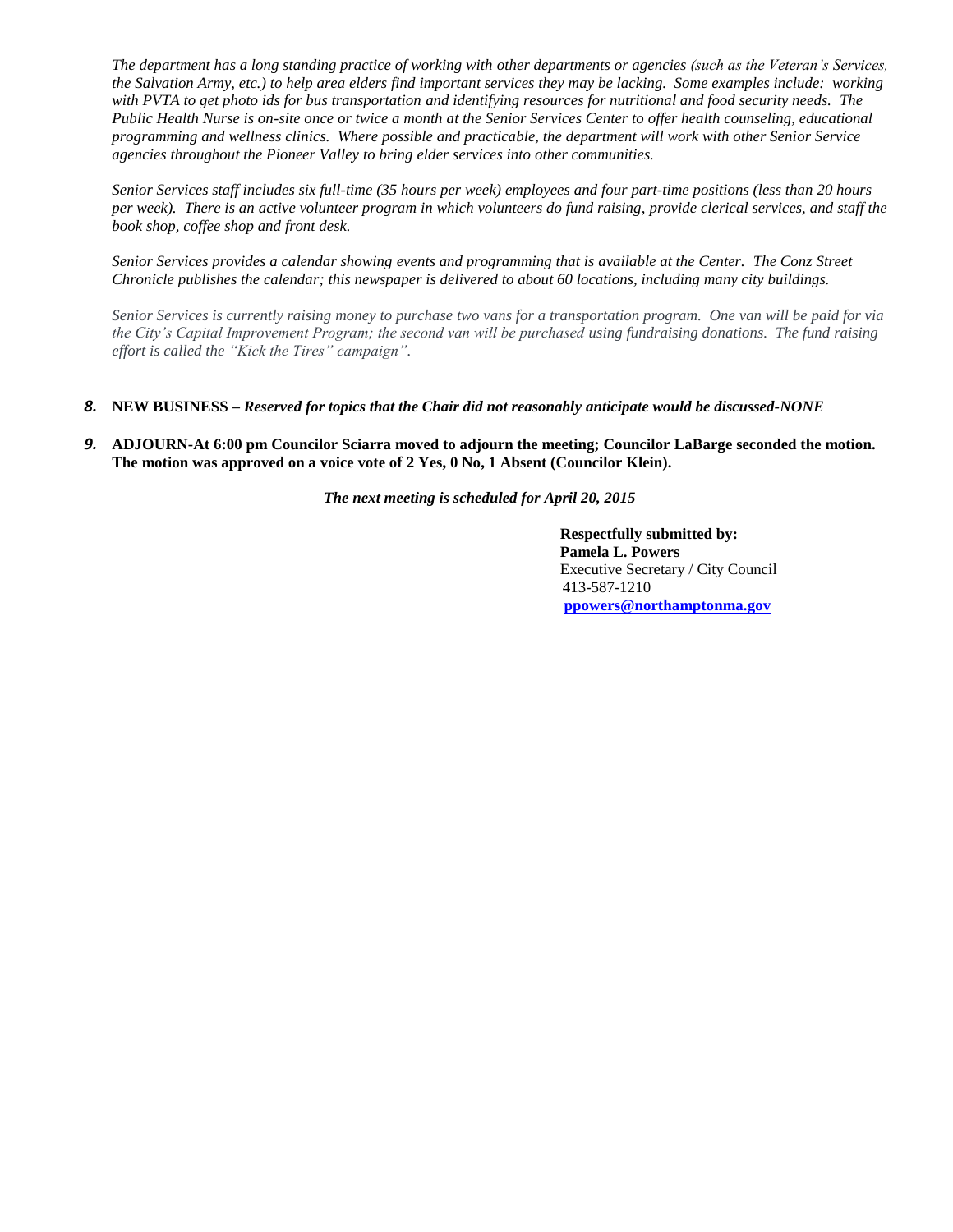*The department has a long standing practice of working with other departments or agencies (such as the Veteran's Services, the Salvation Army, etc.) to help area elders find important services they may be lacking. Some examples include: working with PVTA to get photo ids for bus transportation and identifying resources for nutritional and food security needs. The Public Health Nurse is on-site once or twice a month at the Senior Services Center to offer health counseling, educational programming and wellness clinics. Where possible and practicable, the department will work with other Senior Service agencies throughout the Pioneer Valley to bring elder services into other communities.*

*Senior Services staff includes six full-time (35 hours per week) employees and four part-time positions (less than 20 hours per week). There is an active volunteer program in which volunteers do fund raising, provide clerical services, and staff the book shop, coffee shop and front desk.*

*Senior Services provides a calendar showing events and programming that is available at the Center. The Conz Street Chronicle publishes the calendar; this newspaper is delivered to about 60 locations, including many city buildings.*

*Senior Services is currently raising money to purchase two vans for a transportation program. One van will be paid for via the City's Capital Improvement Program; the second van will be purchased using fundraising donations. The fund raising effort is called the "Kick the Tires" campaign".*

***8.*** **NEW BUSINESS –** ***Reserved for topics that the Chair did not reasonably anticipate would be discussed-NONE***

***9.*** **ADJOURN-At 6:00 pm Councilor Sciarra moved to adjourn the meeting; Councilor LaBarge seconded the motion. The motion was approved on a voice vote of 2 Yes, 0 No, 1 Absent (Councilor Klein).**

***The next meeting is scheduled for April 20, 2015***

**Respectfully submitted by:**
**Pamela L. Powers**
Executive Secretary / City Council
413-587-1210
**ppowers@northamptonma.gov**